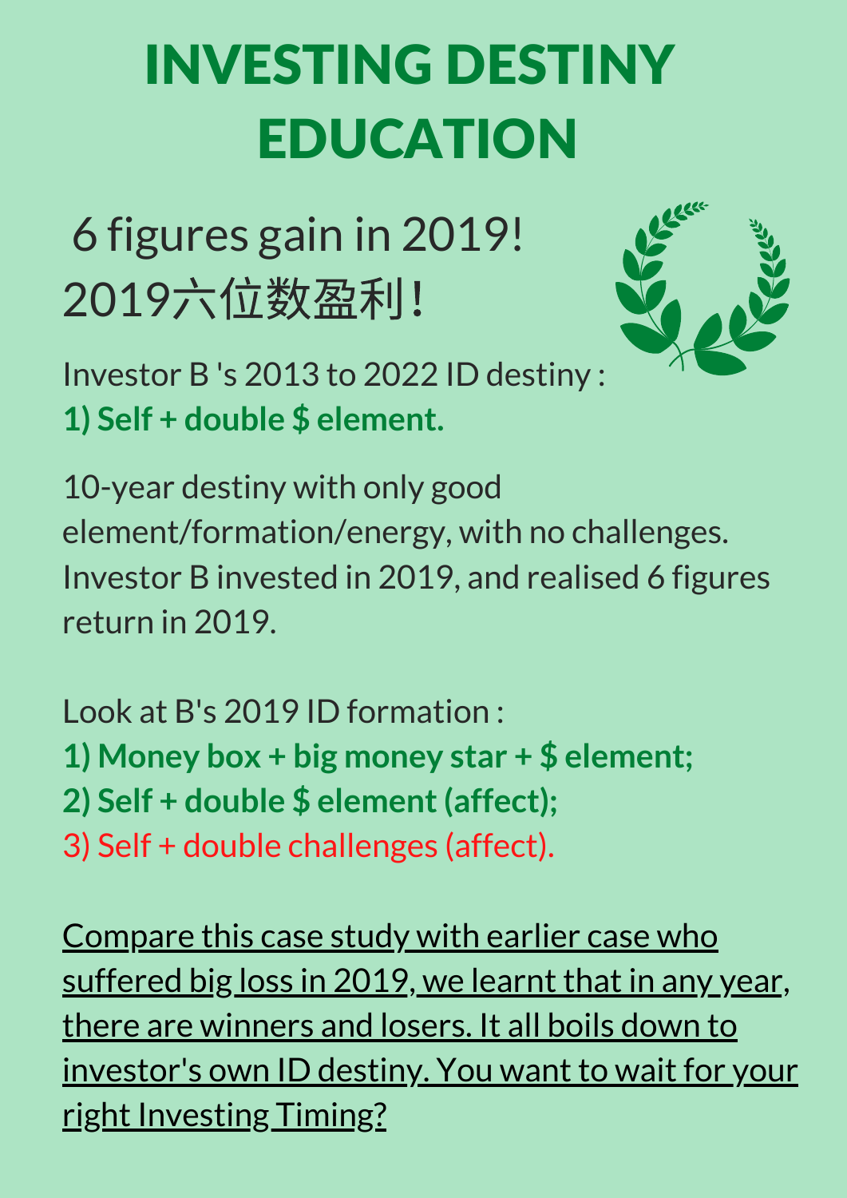# INVESTING DESTINY EDUCATION

## 6 figures gain in 2019!
## 2019六位数盈利!

Investor B 's 2013 to 2022 ID destiny :
**1) Self + double $ element.**

10-year destiny with only good element/formation/energy, with no challenges. Investor B invested in 2019, and realised 6 figures return in 2019.

Look at B's 2019 ID formation :
**1) Money box + big money star + $ element;**
**2) Self + double $ element (affect);**
3) Self + double challenges (affect).

Compare this case study with earlier case who suffered big loss in 2019, we learnt that in any year, there are winners and losers. It all boils down to investor's own ID destiny. You want to wait for your right Investing Timing?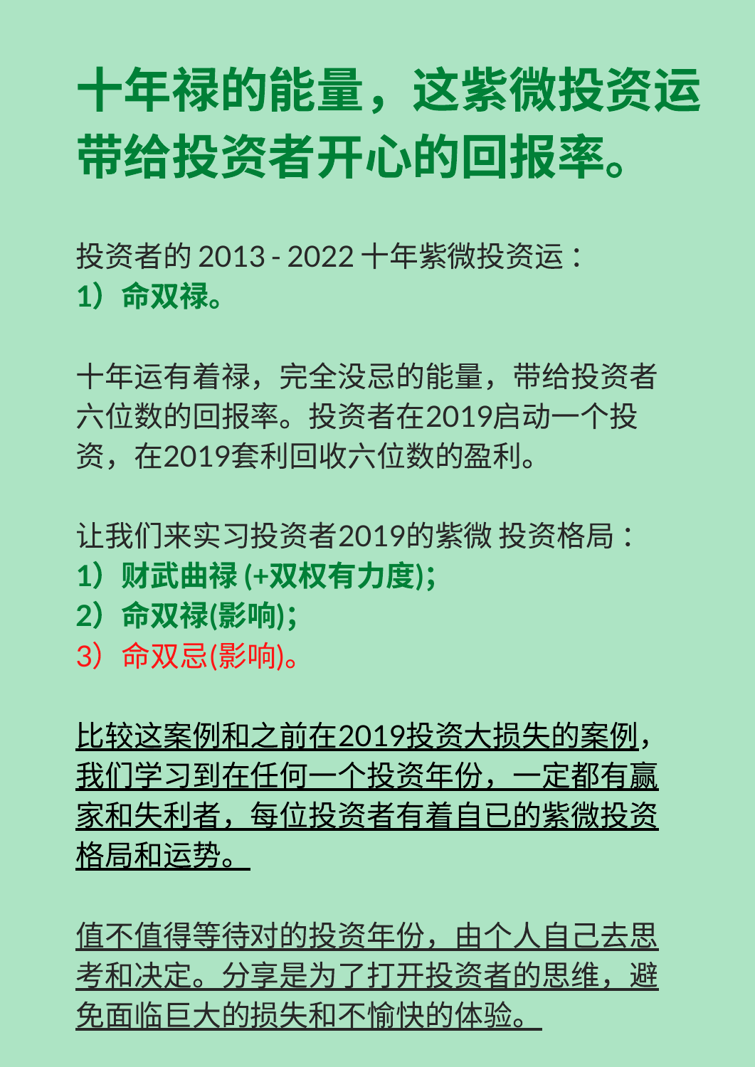# 十年禄的能量，这紫微投资运带给投资者开心的回报率。

投资者的 2013 - 2022 十年紫微投资运：
**1）命双禄。**

十年运有着禄，完全没忌的能量，带给投资者六位数的回报率。投资者在2019启动一个投资，在2019套利回收六位数的盈利。

让我们来实习投资者2019的紫微 投资格局：
**1）财武曲禄 (+双权有力度);**
**2）命双禄(影响);**
3）命双忌(影响)。

<u>比较这案例和之前在2019投资大损失的案例，我们学习到在任何一个投资年份，一定都有赢家和失利者，每位投资者有着自已的紫微投资格局和运势。</u>

<u>值不值得等待对的投资年份，由个人自己去思考和决定。分享是为了打开投资者的思维，避免面临巨大的损失和不愉快的体验。</u>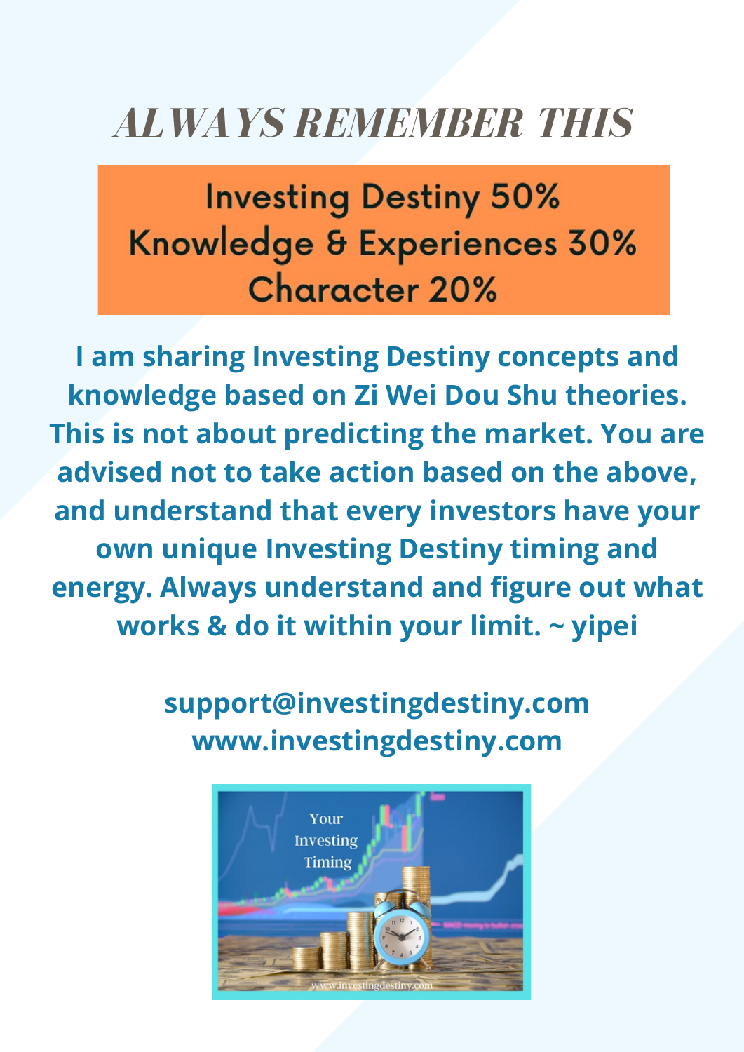# *ALWAYS REMEMBER THIS*

**Investing Destiny 50%**
**Knowledge & Experiences 30%**
**Character 20%**

**I am sharing Investing Destiny concepts and knowledge based on Zi Wei Dou Shu theories. This is not about predicting the market. You are advised not to take action based on the above, and understand that every investors have your own unique Investing Destiny timing and energy. Always understand and figure out what works & do it within your limit. ~ yipei**

**support@investingdestiny.com**
**www.investingdestiny.com**